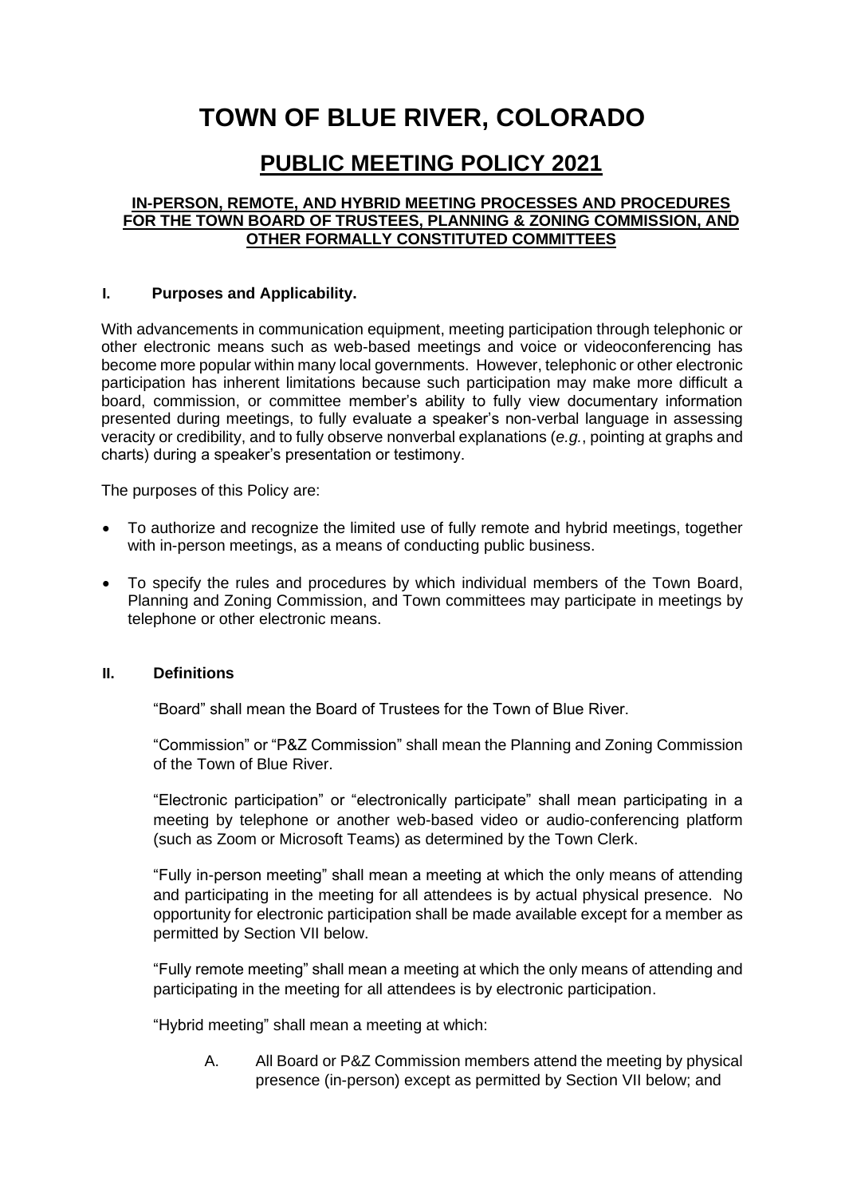# TOWN OF BLUE RIVER, COLORADO

## PUBLIC MEETING POLICY 2021

**IN-PERSON, REMOTE, AND HYBRID MEETING PROCESSES AND PROCEDURES FOR THE TOWN BOARD OF TRUSTEES, PLANNING & ZONING COMMISSION, AND OTHER FORMALLY CONSTITUTED COMMITTEES**

### I. Purposes and Applicability.

With advancements in communication equipment, meeting participation through telephonic or other electronic means such as web-based meetings and voice or videoconferencing has become more popular within many local governments. However, telephonic or other electronic participation has inherent limitations because such participation may make more difficult a board, commission, or committee member's ability to fully view documentary information presented during meetings, to fully evaluate a speaker's non-verbal language in assessing veracity or credibility, and to fully observe nonverbal explanations (*e.g.*, pointing at graphs and charts) during a speaker's presentation or testimony.

The purposes of this Policy are:

- To authorize and recognize the limited use of fully remote and hybrid meetings, together with in-person meetings, as a means of conducting public business.
- To specify the rules and procedures by which individual members of the Town Board, Planning and Zoning Commission, and Town committees may participate in meetings by telephone or other electronic means.

### II. Definitions

"Board" shall mean the Board of Trustees for the Town of Blue River.

"Commission" or "P&Z Commission" shall mean the Planning and Zoning Commission of the Town of Blue River.

"Electronic participation" or "electronically participate" shall mean participating in a meeting by telephone or another web-based video or audio-conferencing platform (such as Zoom or Microsoft Teams) as determined by the Town Clerk.

"Fully in-person meeting" shall mean a meeting at which the only means of attending and participating in the meeting for all attendees is by actual physical presence. No opportunity for electronic participation shall be made available except for a member as permitted by Section VII below.

"Fully remote meeting" shall mean a meeting at which the only means of attending and participating in the meeting for all attendees is by electronic participation.

"Hybrid meeting" shall mean a meeting at which:

A. All Board or P&Z Commission members attend the meeting by physical presence (in-person) except as permitted by Section VII below; and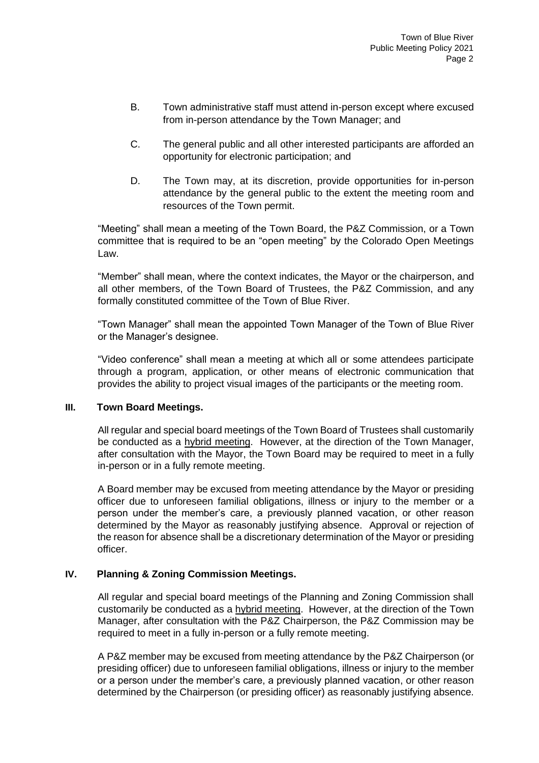B. Town administrative staff must attend in-person except where excused from in-person attendance by the Town Manager; and

C. The general public and all other interested participants are afforded an opportunity for electronic participation; and

D. The Town may, at its discretion, provide opportunities for in-person attendance by the general public to the extent the meeting room and resources of the Town permit.

"Meeting" shall mean a meeting of the Town Board, the P&Z Commission, or a Town committee that is required to be an "open meeting" by the Colorado Open Meetings Law.

"Member" shall mean, where the context indicates, the Mayor or the chairperson, and all other members, of the Town Board of Trustees, the P&Z Commission, and any formally constituted committee of the Town of Blue River.

"Town Manager" shall mean the appointed Town Manager of the Town of Blue River or the Manager's designee.

"Video conference" shall mean a meeting at which all or some attendees participate through a program, application, or other means of electronic communication that provides the ability to project visual images of the participants or the meeting room.

## III. Town Board Meetings.

All regular and special board meetings of the Town Board of Trustees shall customarily be conducted as a hybrid meeting. However, at the direction of the Town Manager, after consultation with the Mayor, the Town Board may be required to meet in a fully in-person or in a fully remote meeting.

A Board member may be excused from meeting attendance by the Mayor or presiding officer due to unforeseen familial obligations, illness or injury to the member or a person under the member's care, a previously planned vacation, or other reason determined by the Mayor as reasonably justifying absence. Approval or rejection of the reason for absence shall be a discretionary determination of the Mayor or presiding officer.

## IV. Planning & Zoning Commission Meetings.

All regular and special board meetings of the Planning and Zoning Commission shall customarily be conducted as a hybrid meeting. However, at the direction of the Town Manager, after consultation with the P&Z Chairperson, the P&Z Commission may be required to meet in a fully in-person or a fully remote meeting.

A P&Z member may be excused from meeting attendance by the P&Z Chairperson (or presiding officer) due to unforeseen familial obligations, illness or injury to the member or a person under the member's care, a previously planned vacation, or other reason determined by the Chairperson (or presiding officer) as reasonably justifying absence.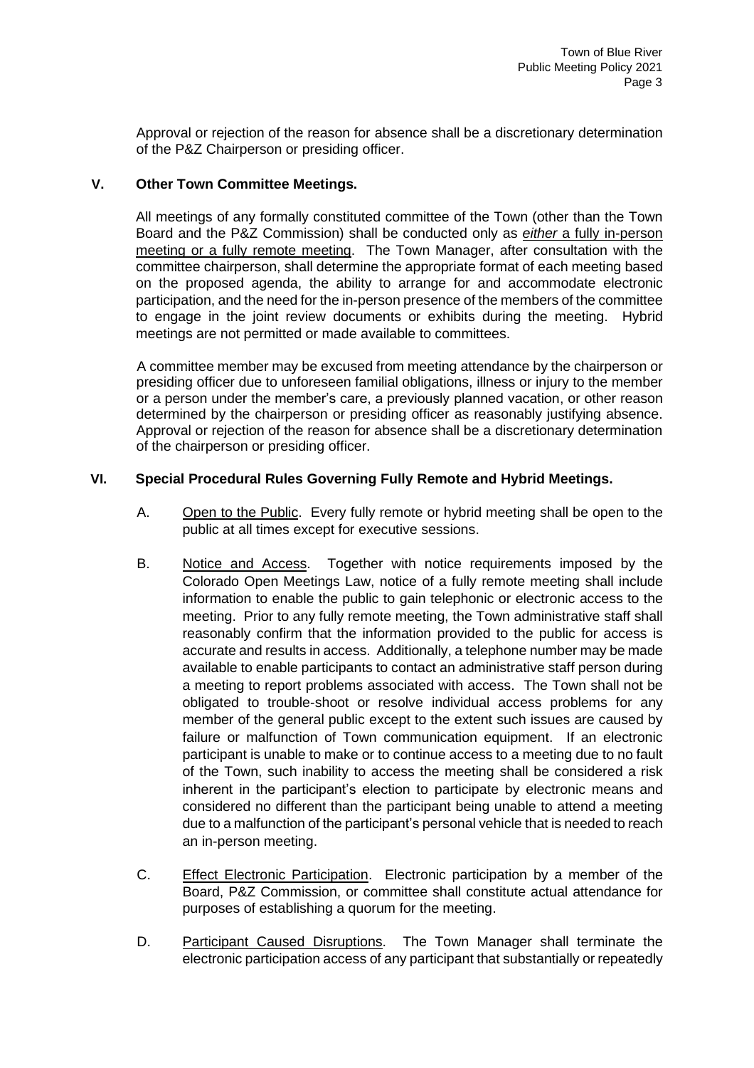Approval or rejection of the reason for absence shall be a discretionary determination of the P&Z Chairperson or presiding officer.

## V. Other Town Committee Meetings.

All meetings of any formally constituted committee of the Town (other than the Town Board and the P&Z Commission) shall be conducted only as *either* a fully in-person meeting or a fully remote meeting. The Town Manager, after consultation with the committee chairperson, shall determine the appropriate format of each meeting based on the proposed agenda, the ability to arrange for and accommodate electronic participation, and the need for the in-person presence of the members of the committee to engage in the joint review documents or exhibits during the meeting. Hybrid meetings are not permitted or made available to committees.

A committee member may be excused from meeting attendance by the chairperson or presiding officer due to unforeseen familial obligations, illness or injury to the member or a person under the member's care, a previously planned vacation, or other reason determined by the chairperson or presiding officer as reasonably justifying absence. Approval or rejection of the reason for absence shall be a discretionary determination of the chairperson or presiding officer.

## VI. Special Procedural Rules Governing Fully Remote and Hybrid Meetings.

A. Open to the Public. Every fully remote or hybrid meeting shall be open to the public at all times except for executive sessions.

B. Notice and Access. Together with notice requirements imposed by the Colorado Open Meetings Law, notice of a fully remote meeting shall include information to enable the public to gain telephonic or electronic access to the meeting. Prior to any fully remote meeting, the Town administrative staff shall reasonably confirm that the information provided to the public for access is accurate and results in access. Additionally, a telephone number may be made available to enable participants to contact an administrative staff person during a meeting to report problems associated with access. The Town shall not be obligated to trouble-shoot or resolve individual access problems for any member of the general public except to the extent such issues are caused by failure or malfunction of Town communication equipment. If an electronic participant is unable to make or to continue access to a meeting due to no fault of the Town, such inability to access the meeting shall be considered a risk inherent in the participant's election to participate by electronic means and considered no different than the participant being unable to attend a meeting due to a malfunction of the participant's personal vehicle that is needed to reach an in-person meeting.

C. Effect Electronic Participation. Electronic participation by a member of the Board, P&Z Commission, or committee shall constitute actual attendance for purposes of establishing a quorum for the meeting.

D. Participant Caused Disruptions. The Town Manager shall terminate the electronic participation access of any participant that substantially or repeatedly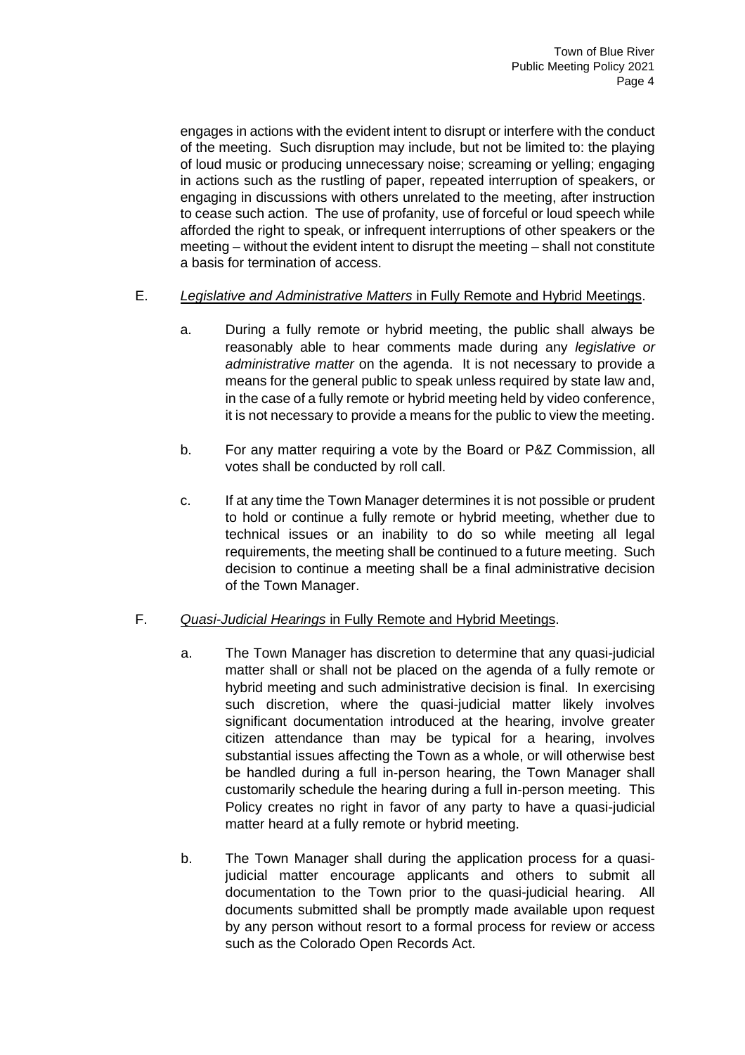engages in actions with the evident intent to disrupt or interfere with the conduct of the meeting. Such disruption may include, but not be limited to: the playing of loud music or producing unnecessary noise; screaming or yelling; engaging in actions such as the rustling of paper, repeated interruption of speakers, or engaging in discussions with others unrelated to the meeting, after instruction to cease such action. The use of profanity, use of forceful or loud speech while afforded the right to speak, or infrequent interruptions of other speakers or the meeting – without the evident intent to disrupt the meeting – shall not constitute a basis for termination of access.

E. <u>*Legislative and Administrative Matters* in Fully Remote and Hybrid Meetings</u>.

a. During a fully remote or hybrid meeting, the public shall always be reasonably able to hear comments made during any *legislative or administrative matter* on the agenda. It is not necessary to provide a means for the general public to speak unless required by state law and, in the case of a fully remote or hybrid meeting held by video conference, it is not necessary to provide a means for the public to view the meeting.

b. For any matter requiring a vote by the Board or P&Z Commission, all votes shall be conducted by roll call.

c. If at any time the Town Manager determines it is not possible or prudent to hold or continue a fully remote or hybrid meeting, whether due to technical issues or an inability to do so while meeting all legal requirements, the meeting shall be continued to a future meeting. Such decision to continue a meeting shall be a final administrative decision of the Town Manager.

F. <u>*Quasi-Judicial Hearings* in Fully Remote and Hybrid Meetings</u>.

a. The Town Manager has discretion to determine that any quasi-judicial matter shall or shall not be placed on the agenda of a fully remote or hybrid meeting and such administrative decision is final. In exercising such discretion, where the quasi-judicial matter likely involves significant documentation introduced at the hearing, involve greater citizen attendance than may be typical for a hearing, involves substantial issues affecting the Town as a whole, or will otherwise best be handled during a full in-person hearing, the Town Manager shall customarily schedule the hearing during a full in-person meeting. This Policy creates no right in favor of any party to have a quasi-judicial matter heard at a fully remote or hybrid meeting.

b. The Town Manager shall during the application process for a quasi-judicial matter encourage applicants and others to submit all documentation to the Town prior to the quasi-judicial hearing. All documents submitted shall be promptly made available upon request by any person without resort to a formal process for review or access such as the Colorado Open Records Act.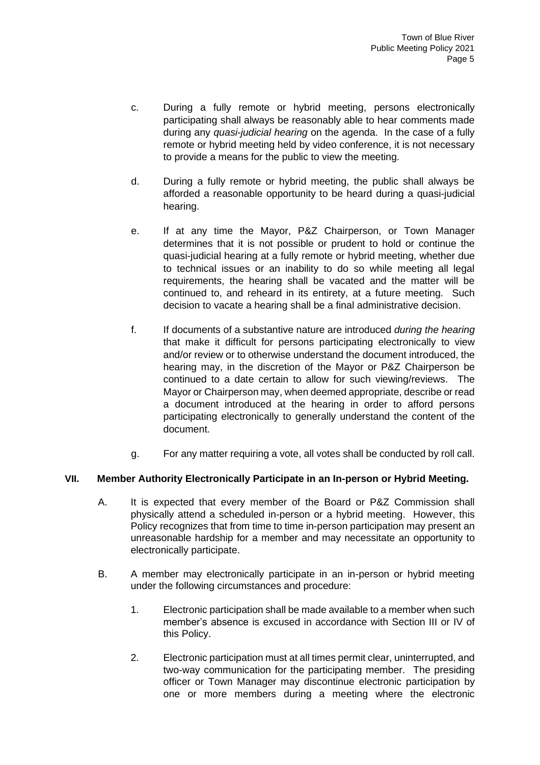c. During a fully remote or hybrid meeting, persons electronically participating shall always be reasonably able to hear comments made during any *quasi-judicial hearing* on the agenda. In the case of a fully remote or hybrid meeting held by video conference, it is not necessary to provide a means for the public to view the meeting.

d. During a fully remote or hybrid meeting, the public shall always be afforded a reasonable opportunity to be heard during a quasi-judicial hearing.

e. If at any time the Mayor, P&Z Chairperson, or Town Manager determines that it is not possible or prudent to hold or continue the quasi-judicial hearing at a fully remote or hybrid meeting, whether due to technical issues or an inability to do so while meeting all legal requirements, the hearing shall be vacated and the matter will be continued to, and reheard in its entirety, at a future meeting. Such decision to vacate a hearing shall be a final administrative decision.

f. If documents of a substantive nature are introduced *during the hearing* that make it difficult for persons participating electronically to view and/or review or to otherwise understand the document introduced, the hearing may, in the discretion of the Mayor or P&Z Chairperson be continued to a date certain to allow for such viewing/reviews. The Mayor or Chairperson may, when deemed appropriate, describe or read a document introduced at the hearing in order to afford persons participating electronically to generally understand the content of the document.

g. For any matter requiring a vote, all votes shall be conducted by roll call.

## VII. Member Authority Electronically Participate in an In-person or Hybrid Meeting.

A. It is expected that every member of the Board or P&Z Commission shall physically attend a scheduled in-person or a hybrid meeting. However, this Policy recognizes that from time to time in-person participation may present an unreasonable hardship for a member and may necessitate an opportunity to electronically participate.

B. A member may electronically participate in an in-person or hybrid meeting under the following circumstances and procedure:

1. Electronic participation shall be made available to a member when such member's absence is excused in accordance with Section III or IV of this Policy.

2. Electronic participation must at all times permit clear, uninterrupted, and two-way communication for the participating member. The presiding officer or Town Manager may discontinue electronic participation by one or more members during a meeting where the electronic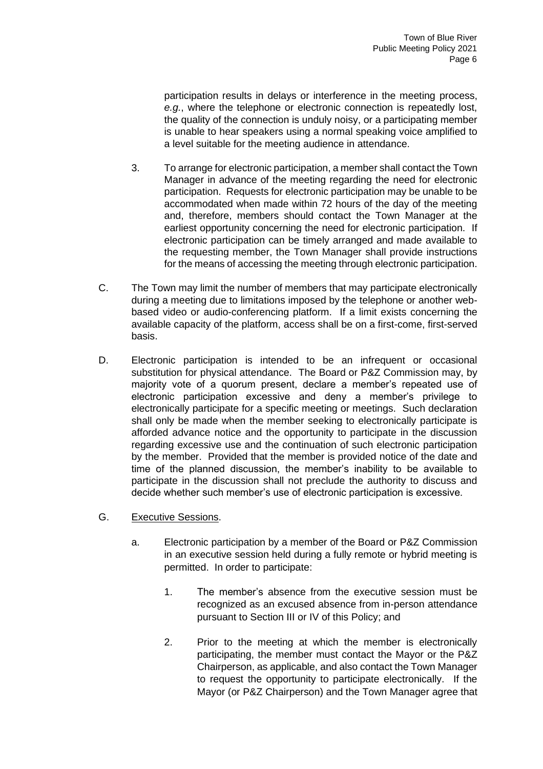participation results in delays or interference in the meeting process, *e.g.*, where the telephone or electronic connection is repeatedly lost, the quality of the connection is unduly noisy, or a participating member is unable to hear speakers using a normal speaking voice amplified to a level suitable for the meeting audience in attendance.

3. To arrange for electronic participation, a member shall contact the Town Manager in advance of the meeting regarding the need for electronic participation. Requests for electronic participation may be unable to be accommodated when made within 72 hours of the day of the meeting and, therefore, members should contact the Town Manager at the earliest opportunity concerning the need for electronic participation. If electronic participation can be timely arranged and made available to the requesting member, the Town Manager shall provide instructions for the means of accessing the meeting through electronic participation.

C. The Town may limit the number of members that may participate electronically during a meeting due to limitations imposed by the telephone or another web-based video or audio-conferencing platform. If a limit exists concerning the available capacity of the platform, access shall be on a first-come, first-served basis.

D. Electronic participation is intended to be an infrequent or occasional substitution for physical attendance. The Board or P&Z Commission may, by majority vote of a quorum present, declare a member's repeated use of electronic participation excessive and deny a member's privilege to electronically participate for a specific meeting or meetings. Such declaration shall only be made when the member seeking to electronically participate is afforded advance notice and the opportunity to participate in the discussion regarding excessive use and the continuation of such electronic participation by the member. Provided that the member is provided notice of the date and time of the planned discussion, the member's inability to be available to participate in the discussion shall not preclude the authority to discuss and decide whether such member's use of electronic participation is excessive.

G. Executive Sessions.

a. Electronic participation by a member of the Board or P&Z Commission in an executive session held during a fully remote or hybrid meeting is permitted. In order to participate:

1. The member's absence from the executive session must be recognized as an excused absence from in-person attendance pursuant to Section III or IV of this Policy; and

2. Prior to the meeting at which the member is electronically participating, the member must contact the Mayor or the P&Z Chairperson, as applicable, and also contact the Town Manager to request the opportunity to participate electronically. If the Mayor (or P&Z Chairperson) and the Town Manager agree that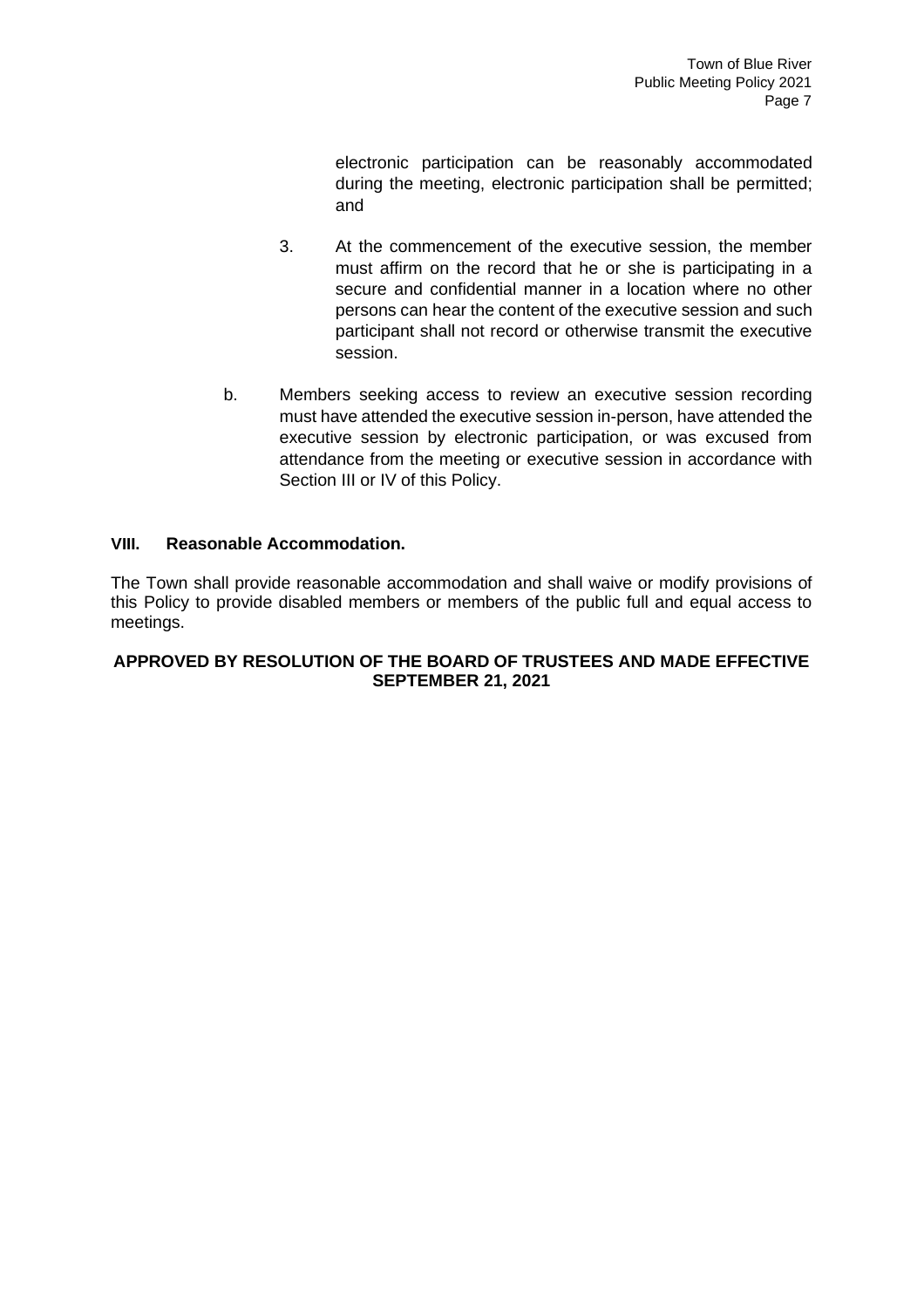electronic participation can be reasonably accommodated during the meeting, electronic participation shall be permitted; and

3. At the commencement of the executive session, the member must affirm on the record that he or she is participating in a secure and confidential manner in a location where no other persons can hear the content of the executive session and such participant shall not record or otherwise transmit the executive session.

b. Members seeking access to review an executive session recording must have attended the executive session in-person, have attended the executive session by electronic participation, or was excused from attendance from the meeting or executive session in accordance with Section III or IV of this Policy.

## VIII. Reasonable Accommodation.

The Town shall provide reasonable accommodation and shall waive or modify provisions of this Policy to provide disabled members or members of the public full and equal access to meetings.

**APPROVED BY RESOLUTION OF THE BOARD OF TRUSTEES AND MADE EFFECTIVE SEPTEMBER 21, 2021**